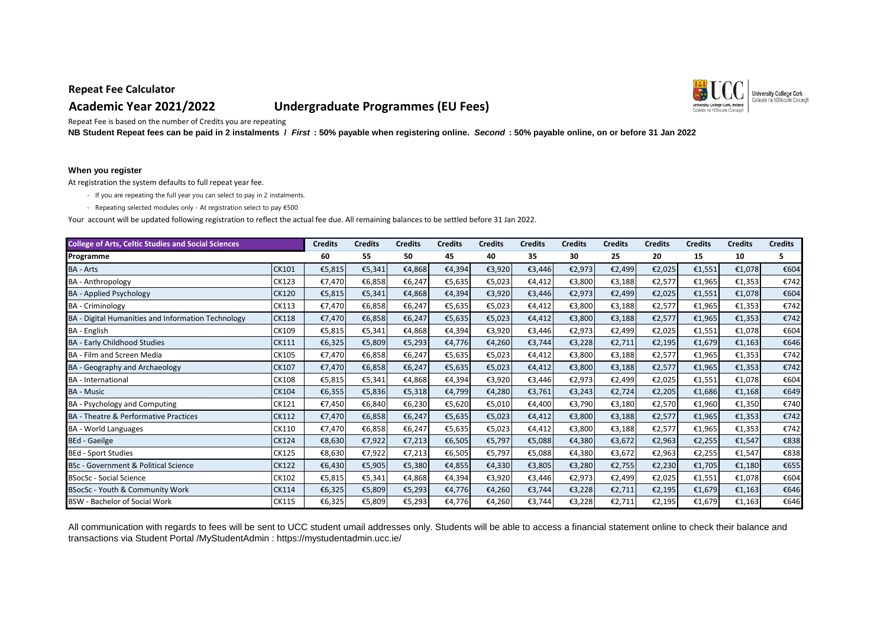**Repeat Fee Calculator**

## Academic Year 2021/2022 Undergraduate Programmes (EU Fees)

Repeat Fee is based on the number of Credits you are repeating

**NB Student Repeat fees can be paid in 2 instalments / *First* : 50% payable when registering online. *Second* : 50% payable online, on or before 31 Jan 2022**

**When you register**

At registration the system defaults to full repeat year fee.

- If you are repeating the full year you can select to pay in 2 instalments.
- Repeating selected modules only - At registration select to pay €500

Your account will be updated following registration to reflect the actual fee due. All remaining balances to be settled before 31 Jan 2022.

| College of Arts, Celtic Studies and Social Sciences | | Credits | Credits | Credits | Credits | Credits | Credits | Credits | Credits | Credits | Credits | Credits | Credits |
|---|---|---|---|---|---|---|---|---|---|---|---|---|---|
| **Programme** | | **60** | **55** | **50** | **45** | **40** | **35** | **30** | **25** | **20** | **15** | **10** | **5** |
| BA - Arts | CK101 | €5,815 | €5,341 | €4,868 | €4,394 | €3,920 | €3,446 | €2,973 | €2,499 | €2,025 | €1,551 | €1,078 | €604 |
| BA - Anthropology | CK123 | €7,470 | €6,858 | €6,247 | €5,635 | €5,023 | €4,412 | €3,800 | €3,188 | €2,577 | €1,965 | €1,353 | €742 |
| BA - Applied Psychology | CK120 | €5,815 | €5,341 | €4,868 | €4,394 | €3,920 | €3,446 | €2,973 | €2,499 | €2,025 | €1,551 | €1,078 | €604 |
| BA - Criminology | CK113 | €7,470 | €6,858 | €6,247 | €5,635 | €5,023 | €4,412 | €3,800 | €3,188 | €2,577 | €1,965 | €1,353 | €742 |
| BA - Digital Humanities and Information Technology | CK118 | €7,470 | €6,858 | €6,247 | €5,635 | €5,023 | €4,412 | €3,800 | €3,188 | €2,577 | €1,965 | €1,353 | €742 |
| BA - English | CK109 | €5,815 | €5,341 | €4,868 | €4,394 | €3,920 | €3,446 | €2,973 | €2,499 | €2,025 | €1,551 | €1,078 | €604 |
| BA - Early Childhood Studies | CK111 | €6,325 | €5,809 | €5,293 | €4,776 | €4,260 | €3,744 | €3,228 | €2,711 | €2,195 | €1,679 | €1,163 | €646 |
| BA - Film and Screen Media | CK105 | €7,470 | €6,858 | €6,247 | €5,635 | €5,023 | €4,412 | €3,800 | €3,188 | €2,577 | €1,965 | €1,353 | €742 |
| BA - Geography and Archaeology | CK107 | €7,470 | €6,858 | €6,247 | €5,635 | €5,023 | €4,412 | €3,800 | €3,188 | €2,577 | €1,965 | €1,353 | €742 |
| BA - International | CK108 | €5,815 | €5,341 | €4,868 | €4,394 | €3,920 | €3,446 | €2,973 | €2,499 | €2,025 | €1,551 | €1,078 | €604 |
| BA - Music | CK104 | €6,355 | €5,836 | €5,318 | €4,799 | €4,280 | €3,761 | €3,243 | €2,724 | €2,205 | €1,686 | €1,168 | €649 |
| BA - Psychology and Computing | CK121 | €7,450 | €6,840 | €6,230 | €5,620 | €5,010 | €4,400 | €3,790 | €3,180 | €2,570 | €1,960 | €1,350 | €740 |
| BA - Theatre & Performative Practices | CK112 | €7,470 | €6,858 | €6,247 | €5,635 | €5,023 | €4,412 | €3,800 | €3,188 | €2,577 | €1,965 | €1,353 | €742 |
| BA - World Languages | CK110 | €7,470 | €6,858 | €6,247 | €5,635 | €5,023 | €4,412 | €3,800 | €3,188 | €2,577 | €1,965 | €1,353 | €742 |
| BEd - Gaeilge | CK124 | €8,630 | €7,922 | €7,213 | €6,505 | €5,797 | €5,088 | €4,380 | €3,672 | €2,963 | €2,255 | €1,547 | €838 |
| BEd - Sport Studies | CK125 | €8,630 | €7,922 | €7,213 | €6,505 | €5,797 | €5,088 | €4,380 | €3,672 | €2,963 | €2,255 | €1,547 | €838 |
| BSc - Government & Political Science | CK122 | €6,430 | €5,905 | €5,380 | €4,855 | €4,330 | €3,805 | €3,280 | €2,755 | €2,230 | €1,705 | €1,180 | €655 |
| BSocSc - Social Science | CK102 | €5,815 | €5,341 | €4,868 | €4,394 | €3,920 | €3,446 | €2,973 | €2,499 | €2,025 | €1,551 | €1,078 | €604 |
| BSocSc - Youth & Community Work | CK114 | €6,325 | €5,809 | €5,293 | €4,776 | €4,260 | €3,744 | €3,228 | €2,711 | €2,195 | €1,679 | €1,163 | €646 |
| BSW - Bachelor of Social Work | CK115 | €6,325 | €5,809 | €5,293 | €4,776 | €4,260 | €3,744 | €3,228 | €2,711 | €2,195 | €1,679 | €1,163 | €646 |

All communication with regards to fees will be sent to UCC student umail addresses only. Students will be able to access a financial statement online to check their balance and transactions via Student Portal /MyStudentAdmin : https://mystudentadmin.ucc.ie/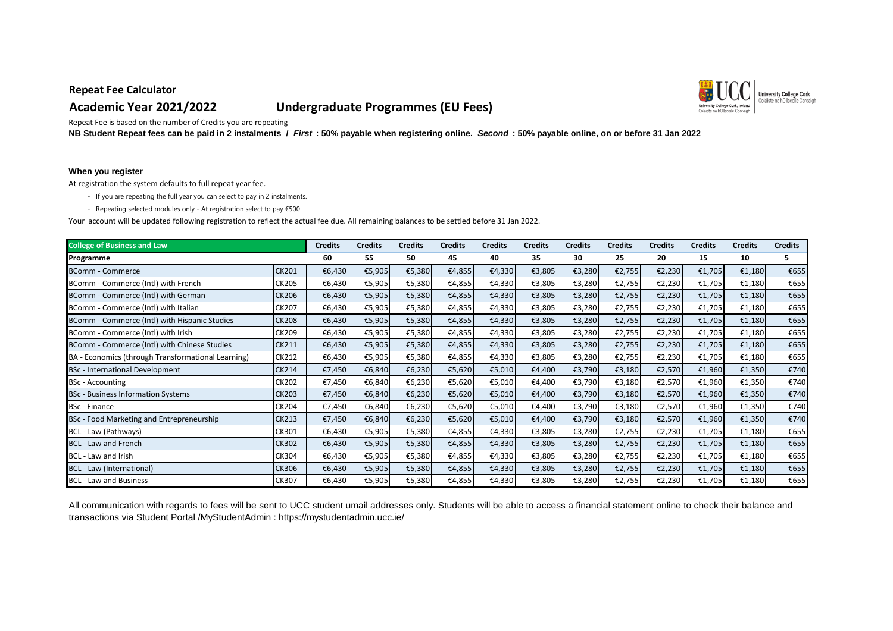**Repeat Fee Calculator**

## Academic Year 2021/2022 Undergraduate Programmes (EU Fees)

Repeat Fee is based on the number of Credits you are repeating

**NB Student Repeat fees can be paid in 2 instalments / *First* : 50% payable when registering online. *Second* : 50% payable online, on or before 31 Jan 2022**

**When you register**

At registration the system defaults to full repeat year fee.

- If you are repeating the full year you can select to pay in 2 instalments.
- Repeating selected modules only - At registration select to pay €500

Your account will be updated following registration to reflect the actual fee due. All remaining balances to be settled before 31 Jan 2022.

| College of Business and Law | | Credits | Credits | Credits | Credits | Credits | Credits | Credits | Credits | Credits | Credits | Credits | Credits |
|---|---|---|---|---|---|---|---|---|---|---|---|---|---|
| **Programme** | | 60 | 55 | 50 | 45 | 40 | 35 | 30 | 25 | 20 | 15 | 10 | 5 |
| BComm - Commerce | CK201 | €6,430 | €5,905 | €5,380 | €4,855 | €4,330 | €3,805 | €3,280 | €2,755 | €2,230 | €1,705 | €1,180 | €655 |
| BComm - Commerce (Intl) with French | CK205 | €6,430 | €5,905 | €5,380 | €4,855 | €4,330 | €3,805 | €3,280 | €2,755 | €2,230 | €1,705 | €1,180 | €655 |
| BComm - Commerce (Intl) with German | CK206 | €6,430 | €5,905 | €5,380 | €4,855 | €4,330 | €3,805 | €3,280 | €2,755 | €2,230 | €1,705 | €1,180 | €655 |
| BComm - Commerce (Intl) with Italian | CK207 | €6,430 | €5,905 | €5,380 | €4,855 | €4,330 | €3,805 | €3,280 | €2,755 | €2,230 | €1,705 | €1,180 | €655 |
| BComm - Commerce (Intl) with Hispanic Studies | CK208 | €6,430 | €5,905 | €5,380 | €4,855 | €4,330 | €3,805 | €3,280 | €2,755 | €2,230 | €1,705 | €1,180 | €655 |
| BComm - Commerce (Intl) with Irish | CK209 | €6,430 | €5,905 | €5,380 | €4,855 | €4,330 | €3,805 | €3,280 | €2,755 | €2,230 | €1,705 | €1,180 | €655 |
| BComm - Commerce (Intl) with Chinese Studies | CK211 | €6,430 | €5,905 | €5,380 | €4,855 | €4,330 | €3,805 | €3,280 | €2,755 | €2,230 | €1,705 | €1,180 | €655 |
| BA - Economics (through Transformational Learning) | CK212 | €6,430 | €5,905 | €5,380 | €4,855 | €4,330 | €3,805 | €3,280 | €2,755 | €2,230 | €1,705 | €1,180 | €655 |
| BSc - International Development | CK214 | €7,450 | €6,840 | €6,230 | €5,620 | €5,010 | €4,400 | €3,790 | €3,180 | €2,570 | €1,960 | €1,350 | €740 |
| BSc - Accounting | CK202 | €7,450 | €6,840 | €6,230 | €5,620 | €5,010 | €4,400 | €3,790 | €3,180 | €2,570 | €1,960 | €1,350 | €740 |
| BSc - Business Information Systems | CK203 | €7,450 | €6,840 | €6,230 | €5,620 | €5,010 | €4,400 | €3,790 | €3,180 | €2,570 | €1,960 | €1,350 | €740 |
| BSc - Finance | CK204 | €7,450 | €6,840 | €6,230 | €5,620 | €5,010 | €4,400 | €3,790 | €3,180 | €2,570 | €1,960 | €1,350 | €740 |
| BSc - Food Marketing and Entrepreneurship | CK213 | €7,450 | €6,840 | €6,230 | €5,620 | €5,010 | €4,400 | €3,790 | €3,180 | €2,570 | €1,960 | €1,350 | €740 |
| BCL - Law (Pathways) | CK301 | €6,430 | €5,905 | €5,380 | €4,855 | €4,330 | €3,805 | €3,280 | €2,755 | €2,230 | €1,705 | €1,180 | €655 |
| BCL - Law and French | CK302 | €6,430 | €5,905 | €5,380 | €4,855 | €4,330 | €3,805 | €3,280 | €2,755 | €2,230 | €1,705 | €1,180 | €655 |
| BCL - Law and Irish | CK304 | €6,430 | €5,905 | €5,380 | €4,855 | €4,330 | €3,805 | €3,280 | €2,755 | €2,230 | €1,705 | €1,180 | €655 |
| BCL - Law (International) | CK306 | €6,430 | €5,905 | €5,380 | €4,855 | €4,330 | €3,805 | €3,280 | €2,755 | €2,230 | €1,705 | €1,180 | €655 |
| BCL - Law and Business | CK307 | €6,430 | €5,905 | €5,380 | €4,855 | €4,330 | €3,805 | €3,280 | €2,755 | €2,230 | €1,705 | €1,180 | €655 |

All communication with regards to fees will be sent to UCC student umail addresses only. Students will be able to access a financial statement online to check their balance and transactions via Student Portal /MyStudentAdmin : https://mystudentadmin.ucc.ie/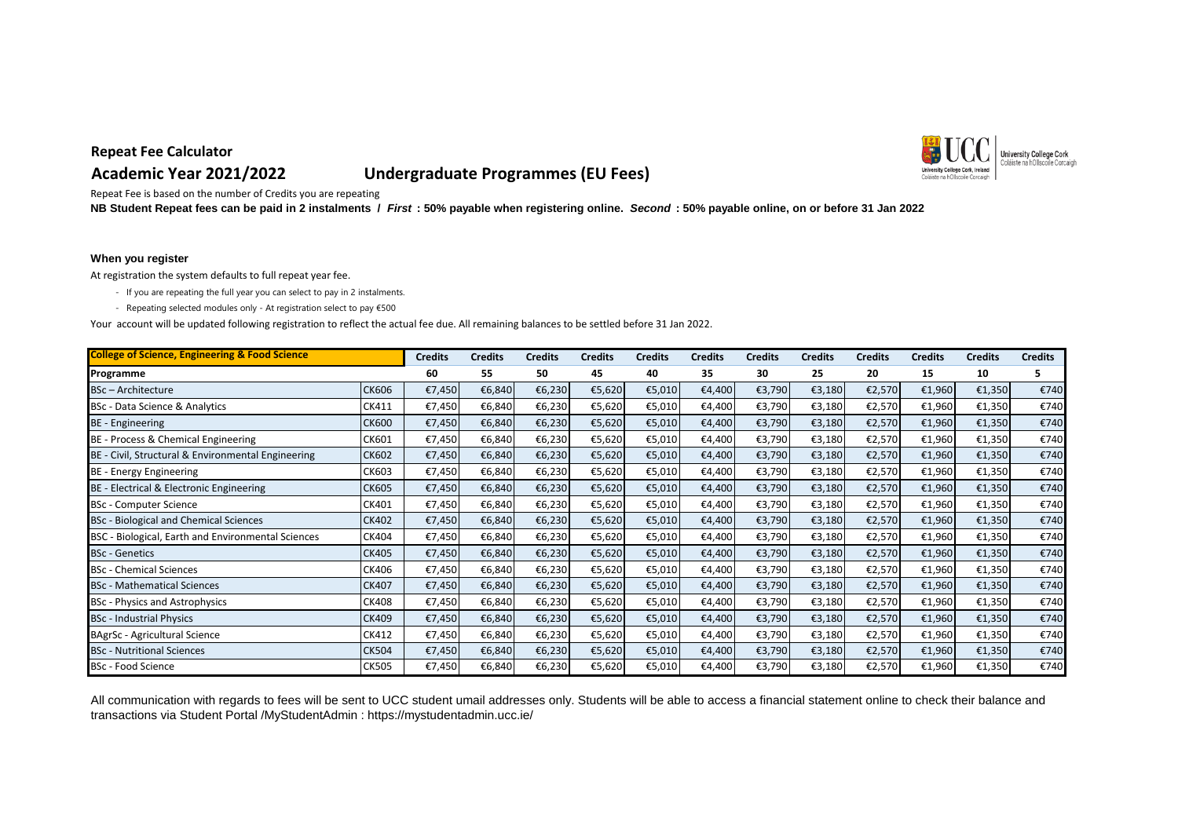## Repeat Fee Calculator

## Academic Year 2021/2022 Undergraduate Programmes (EU Fees)

Repeat Fee is based on the number of Credits you are repeating

**NB Student Repeat fees can be paid in 2 instalments / *First* : 50% payable when registering online. *Second* : 50% payable online, on or before 31 Jan 2022**

**When you register**

At registration the system defaults to full repeat year fee.

- If you are repeating the full year you can select to pay in 2 instalments.
- Repeating selected modules only - At registration select to pay €500

Your account will be updated following registration to reflect the actual fee due. All remaining balances to be settled before 31 Jan 2022.

| College of Science, Engineering & Food Science | | Credits | Credits | Credits | Credits | Credits | Credits | Credits | Credits | Credits | Credits | Credits | Credits |
|---|---|---|---|---|---|---|---|---|---|---|---|---|---|
| **Programme** | | **60** | **55** | **50** | **45** | **40** | **35** | **30** | **25** | **20** | **15** | **10** | **5** |
| BSc – Architecture | CK606 | €7,450 | €6,840 | €6,230 | €5,620 | €5,010 | €4,400 | €3,790 | €3,180 | €2,570 | €1,960 | €1,350 | €740 |
| BSc - Data Science & Analytics | CK411 | €7,450 | €6,840 | €6,230 | €5,620 | €5,010 | €4,400 | €3,790 | €3,180 | €2,570 | €1,960 | €1,350 | €740 |
| BE - Engineering | CK600 | €7,450 | €6,840 | €6,230 | €5,620 | €5,010 | €4,400 | €3,790 | €3,180 | €2,570 | €1,960 | €1,350 | €740 |
| BE - Process & Chemical Engineering | CK601 | €7,450 | €6,840 | €6,230 | €5,620 | €5,010 | €4,400 | €3,790 | €3,180 | €2,570 | €1,960 | €1,350 | €740 |
| BE - Civil, Structural & Environmental Engineering | CK602 | €7,450 | €6,840 | €6,230 | €5,620 | €5,010 | €4,400 | €3,790 | €3,180 | €2,570 | €1,960 | €1,350 | €740 |
| BE - Energy Engineering | CK603 | €7,450 | €6,840 | €6,230 | €5,620 | €5,010 | €4,400 | €3,790 | €3,180 | €2,570 | €1,960 | €1,350 | €740 |
| BE - Electrical & Electronic Engineering | CK605 | €7,450 | €6,840 | €6,230 | €5,620 | €5,010 | €4,400 | €3,790 | €3,180 | €2,570 | €1,960 | €1,350 | €740 |
| BSc - Computer Science | CK401 | €7,450 | €6,840 | €6,230 | €5,620 | €5,010 | €4,400 | €3,790 | €3,180 | €2,570 | €1,960 | €1,350 | €740 |
| BSc - Biological and Chemical Sciences | CK402 | €7,450 | €6,840 | €6,230 | €5,620 | €5,010 | €4,400 | €3,790 | €3,180 | €2,570 | €1,960 | €1,350 | €740 |
| BSC - Biological, Earth and Environmental Sciences | CK404 | €7,450 | €6,840 | €6,230 | €5,620 | €5,010 | €4,400 | €3,790 | €3,180 | €2,570 | €1,960 | €1,350 | €740 |
| BSc - Genetics | CK405 | €7,450 | €6,840 | €6,230 | €5,620 | €5,010 | €4,400 | €3,790 | €3,180 | €2,570 | €1,960 | €1,350 | €740 |
| BSc - Chemical Sciences | CK406 | €7,450 | €6,840 | €6,230 | €5,620 | €5,010 | €4,400 | €3,790 | €3,180 | €2,570 | €1,960 | €1,350 | €740 |
| BSc - Mathematical Sciences | CK407 | €7,450 | €6,840 | €6,230 | €5,620 | €5,010 | €4,400 | €3,790 | €3,180 | €2,570 | €1,960 | €1,350 | €740 |
| BSc - Physics and Astrophysics | CK408 | €7,450 | €6,840 | €6,230 | €5,620 | €5,010 | €4,400 | €3,790 | €3,180 | €2,570 | €1,960 | €1,350 | €740 |
| BSc - Industrial Physics | CK409 | €7,450 | €6,840 | €6,230 | €5,620 | €5,010 | €4,400 | €3,790 | €3,180 | €2,570 | €1,960 | €1,350 | €740 |
| BAgrSc - Agricultural Science | CK412 | €7,450 | €6,840 | €6,230 | €5,620 | €5,010 | €4,400 | €3,790 | €3,180 | €2,570 | €1,960 | €1,350 | €740 |
| BSc - Nutritional Sciences | CK504 | €7,450 | €6,840 | €6,230 | €5,620 | €5,010 | €4,400 | €3,790 | €3,180 | €2,570 | €1,960 | €1,350 | €740 |
| BSc - Food Science | CK505 | €7,450 | €6,840 | €6,230 | €5,620 | €5,010 | €4,400 | €3,790 | €3,180 | €2,570 | €1,960 | €1,350 | €740 |

All communication with regards to fees will be sent to UCC student umail addresses only. Students will be able to access a financial statement online to check their balance and transactions via Student Portal /MyStudentAdmin : https://mystudentadmin.ucc.ie/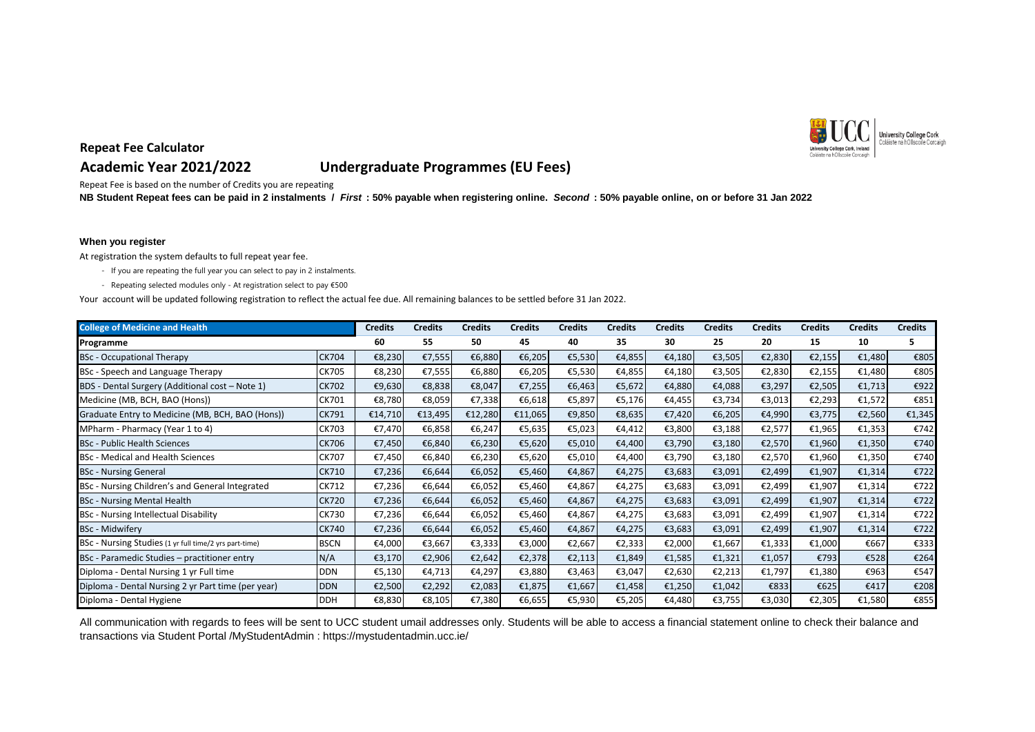**Repeat Fee Calculator**

**Academic Year 2021/2022** **Undergraduate Programmes (EU Fees)**

Repeat Fee is based on the number of Credits you are repeating

**NB Student Repeat fees can be paid in 2 instalments / *First* : 50% payable when registering online. *Second* : 50% payable online, on or before 31 Jan 2022**

**When you register**

At registration the system defaults to full repeat year fee.

- If you are repeating the full year you can select to pay in 2 instalments.
- Repeating selected modules only - At registration select to pay €500

Your account will be updated following registration to reflect the actual fee due. All remaining balances to be settled before 31 Jan 2022.

| College of Medicine and Health | | Credits | Credits | Credits | Credits | Credits | Credits | Credits | Credits | Credits | Credits | Credits | Credits |
|---|---|---|---|---|---|---|---|---|---|---|---|---|---|
| **Programme** | | **60** | **55** | **50** | **45** | **40** | **35** | **30** | **25** | **20** | **15** | **10** | **5** |
| BSc - Occupational Therapy | CK704 | €8,230 | €7,555 | €6,880 | €6,205 | €5,530 | €4,855 | €4,180 | €3,505 | €2,830 | €2,155 | €1,480 | €805 |
| BSc - Speech and Language Therapy | CK705 | €8,230 | €7,555 | €6,880 | €6,205 | €5,530 | €4,855 | €4,180 | €3,505 | €2,830 | €2,155 | €1,480 | €805 |
| BDS - Dental Surgery (Additional cost – Note 1) | CK702 | €9,630 | €8,838 | €8,047 | €7,255 | €6,463 | €5,672 | €4,880 | €4,088 | €3,297 | €2,505 | €1,713 | €922 |
| Medicine (MB, BCH, BAO (Hons)) | CK701 | €8,780 | €8,059 | €7,338 | €6,618 | €5,897 | €5,176 | €4,455 | €3,734 | €3,013 | €2,293 | €1,572 | €851 |
| Graduate Entry to Medicine (MB, BCH, BAO (Hons)) | CK791 | €14,710 | €13,495 | €12,280 | €11,065 | €9,850 | €8,635 | €7,420 | €6,205 | €4,990 | €3,775 | €2,560 | €1,345 |
| MPharm - Pharmacy (Year 1 to 4) | CK703 | €7,470 | €6,858 | €6,247 | €5,635 | €5,023 | €4,412 | €3,800 | €3,188 | €2,577 | €1,965 | €1,353 | €742 |
| BSc - Public Health Sciences | CK706 | €7,450 | €6,840 | €6,230 | €5,620 | €5,010 | €4,400 | €3,790 | €3,180 | €2,570 | €1,960 | €1,350 | €740 |
| BSc - Medical and Health Sciences | CK707 | €7,450 | €6,840 | €6,230 | €5,620 | €5,010 | €4,400 | €3,790 | €3,180 | €2,570 | €1,960 | €1,350 | €740 |
| BSc - Nursing General | CK710 | €7,236 | €6,644 | €6,052 | €5,460 | €4,867 | €4,275 | €3,683 | €3,091 | €2,499 | €1,907 | €1,314 | €722 |
| BSc - Nursing Children's and General Integrated | CK712 | €7,236 | €6,644 | €6,052 | €5,460 | €4,867 | €4,275 | €3,683 | €3,091 | €2,499 | €1,907 | €1,314 | €722 |
| BSc - Nursing Mental Health | CK720 | €7,236 | €6,644 | €6,052 | €5,460 | €4,867 | €4,275 | €3,683 | €3,091 | €2,499 | €1,907 | €1,314 | €722 |
| BSc - Nursing Intellectual Disability | CK730 | €7,236 | €6,644 | €6,052 | €5,460 | €4,867 | €4,275 | €3,683 | €3,091 | €2,499 | €1,907 | €1,314 | €722 |
| BSc - Midwifery | CK740 | €7,236 | €6,644 | €6,052 | €5,460 | €4,867 | €4,275 | €3,683 | €3,091 | €2,499 | €1,907 | €1,314 | €722 |
| BSc - Nursing Studies (1 yr full time/2 yrs part-time) | BSCN | €4,000 | €3,667 | €3,333 | €3,000 | €2,667 | €2,333 | €2,000 | €1,667 | €1,333 | €1,000 | €667 | €333 |
| BSc - Paramedic Studies – practitioner entry | N/A | €3,170 | €2,906 | €2,642 | €2,378 | €2,113 | €1,849 | €1,585 | €1,321 | €1,057 | €793 | €528 | €264 |
| Diploma - Dental Nursing 1 yr Full time | DDN | €5,130 | €4,713 | €4,297 | €3,880 | €3,463 | €3,047 | €2,630 | €2,213 | €1,797 | €1,380 | €963 | €547 |
| Diploma - Dental Nursing 2 yr Part time (per year) | DDN | €2,500 | €2,292 | €2,083 | €1,875 | €1,667 | €1,458 | €1,250 | €1,042 | €833 | €625 | €417 | €208 |
| Diploma - Dental Hygiene | DDH | €8,830 | €8,105 | €7,380 | €6,655 | €5,930 | €5,205 | €4,480 | €3,755 | €3,030 | €2,305 | €1,580 | €855 |

All communication with regards to fees will be sent to UCC student umail addresses only. Students will be able to access a financial statement online to check their balance and transactions via Student Portal /MyStudentAdmin : https://mystudentadmin.ucc.ie/